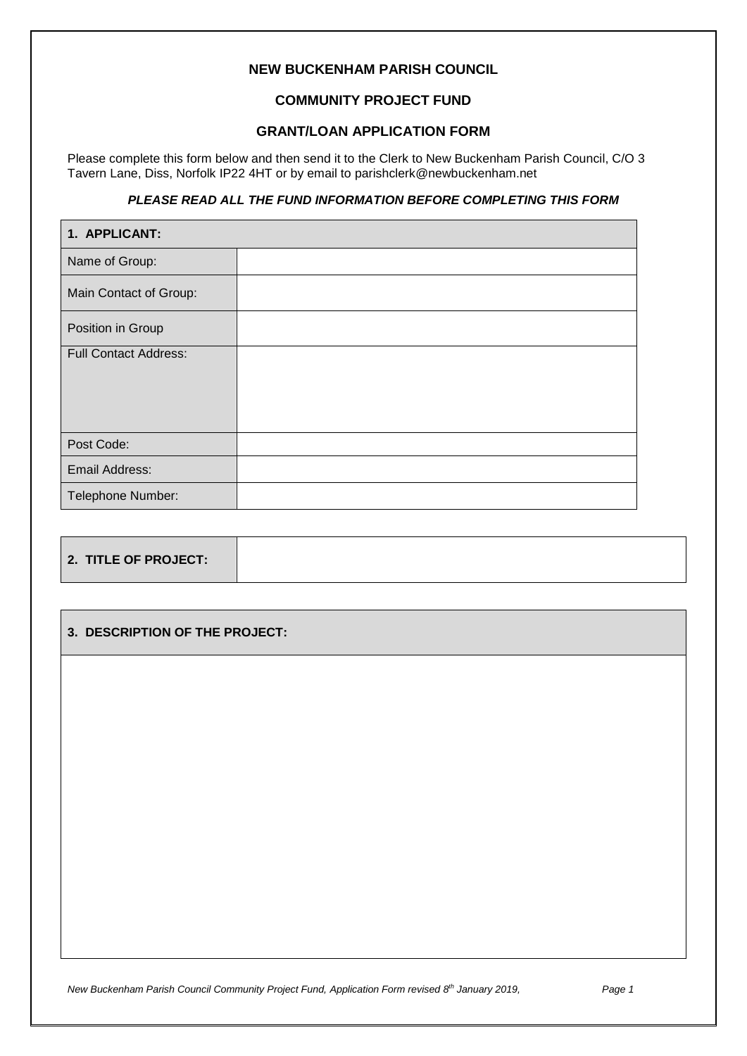# NEW BUCKENHAM PARISH COUNCIL

## COMMUNITY PROJECT FUND

## GRANT/LOAN APPLICATION FORM

Please complete this form below and then send it to the Clerk to New Buckenham Parish Council, C/O 3 Tavern Lane, Diss, Norfolk IP22 4HT or by email to parishclerk@newbuckenham.net

***PLEASE READ ALL THE FUND INFORMATION BEFORE COMPLETING THIS FORM***

| **1. APPLICANT:** | |
|---|---|
| Name of Group: | |
| Main Contact of Group: | |
| Position in Group | |
| Full Contact Address: | |
| Post Code: | |
| Email Address: | |
| Telephone Number: | |

| **2. TITLE OF PROJECT:** | |
|---|---|

| **3. DESCRIPTION OF THE PROJECT:** |
|---|
| |

*New Buckenham Parish Council Community Project Fund, Application Form revised 8th January 2019,*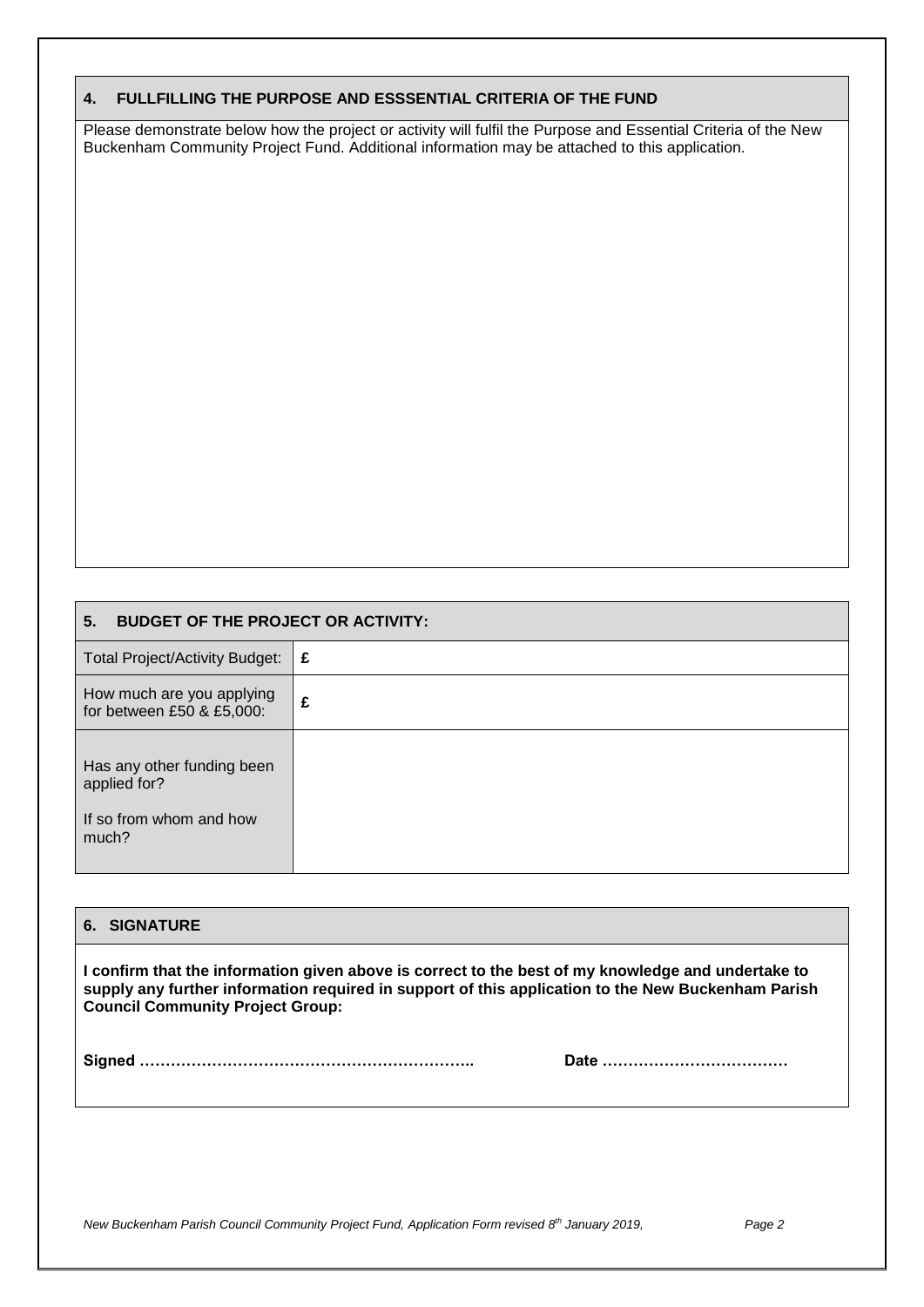## 4. FULLFILLING THE PURPOSE AND ESSSENTIAL CRITERIA OF THE FUND

Please demonstrate below how the project or activity will fulfil the Purpose and Essential Criteria of the New Buckenham Community Project Fund. Additional information may be attached to this application.

## 5. BUDGET OF THE PROJECT OR ACTIVITY:

| | |
|---|---|
| Total Project/Activity Budget: | £ |
| How much are you applying for between £50 & £5,000: | £ |
| Has any other funding been applied for?<br><br>If so from whom and how much? | |

## 6. SIGNATURE

**I confirm that the information given above is correct to the best of my knowledge and undertake to supply any further information required in support of this application to the New Buckenham Parish Council Community Project Group:**

**Signed ………………………………………………………..** **Date ………………………………**